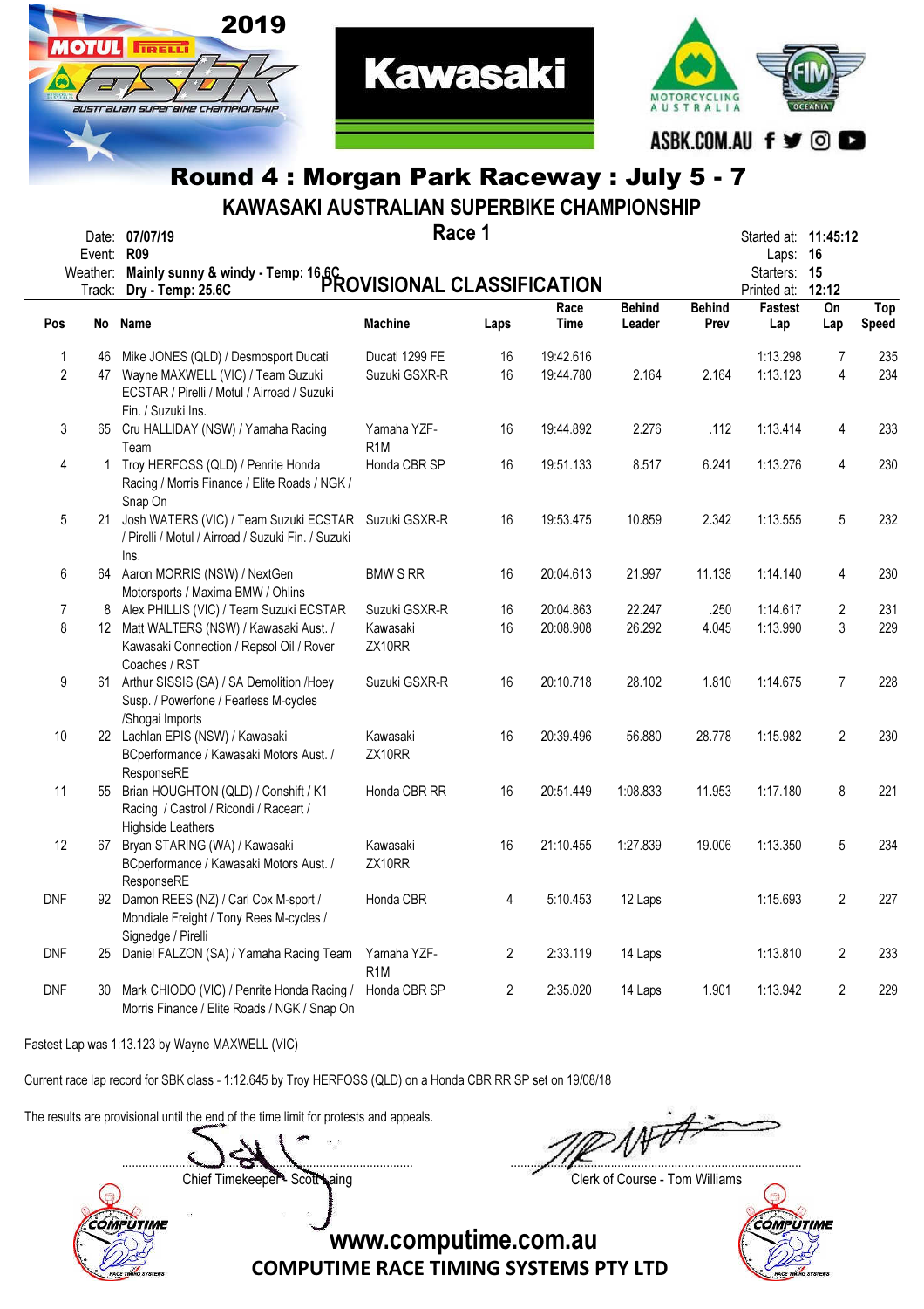## Round 4 : Morgan Park Raceway : July 5 - 7

### KAWASAKI AUSTRALIAN SUPERBIKE CHAMPIONSHIP

**Race 1**

**PROVISIONAL CLASSIFICATION**

Date: **07/07/19**
Event: **R09**
Weather: **Mainly sunny & windy - Temp: 16.6C**
Track: **Dry - Temp: 25.6C**

Started at: **11:45:12**
Laps: **16**
Starters: **15**
Printed at: **12:12**

| Pos | No | Name | Machine | Laps | Race Time | Behind Leader | Behind Prev | Fastest Lap | On Lap | Top Speed |
|---|---|---|---|---|---|---|---|---|---|---|
| 1 | 46 | Mike JONES (QLD) / Desmosport Ducati | Ducati 1299 FE | 16 | 19:42.616 | | | 1:13.298 | 7 | 235 |
| 2 | 47 | Wayne MAXWELL (VIC) / Team Suzuki ECSTAR / Pirelli / Motul / Airroad / Suzuki Fin. / Suzuki Ins. | Suzuki GSXR-R | 16 | 19:44.780 | 2.164 | 2.164 | 1:13.123 | 4 | 234 |
| 3 | 65 | Cru HALLIDAY (NSW) / Yamaha Racing Team | Yamaha YZF-R1M | 16 | 19:44.892 | 2.276 | .112 | 1:13.414 | 4 | 233 |
| 4 | 1 | Troy HERFOSS (QLD) / Penrite Honda Racing / Morris Finance / Elite Roads / NGK / Snap On | Honda CBR SP | 16 | 19:51.133 | 8.517 | 6.241 | 1:13.276 | 4 | 230 |
| 5 | 21 | Josh WATERS (VIC) / Team Suzuki ECSTAR / Pirelli / Motul / Airroad / Suzuki Fin. / Suzuki Ins. | Suzuki GSXR-R | 16 | 19:53.475 | 10.859 | 2.342 | 1:13.555 | 5 | 232 |
| 6 | 64 | Aaron MORRIS (NSW) / NextGen Motorsports / Maxima BMW / Ohlins | BMW S RR | 16 | 20:04.613 | 21.997 | 11.138 | 1:14.140 | 4 | 230 |
| 7 | 8 | Alex PHILLIS (VIC) / Team Suzuki ECSTAR | Suzuki GSXR-R | 16 | 20:04.863 | 22.247 | .250 | 1:14.617 | 2 | 231 |
| 8 | 12 | Matt WALTERS (NSW) / Kawasaki Aust. / Kawasaki Connection / Repsol Oil / Rover Coaches / RST | Kawasaki ZX10RR | 16 | 20:08.908 | 26.292 | 4.045 | 1:13.990 | 3 | 229 |
| 9 | 61 | Arthur SISSIS (SA) / SA Demolition /Hoey Susp. / Powerfone / Fearless M-cycles /Shogai Imports | Suzuki GSXR-R | 16 | 20:10.718 | 28.102 | 1.810 | 1:14.675 | 7 | 228 |
| 10 | 22 | Lachlan EPIS (NSW) / Kawasaki BCperformance / Kawasaki Motors Aust. / ResponseRE | Kawasaki ZX10RR | 16 | 20:39.496 | 56.880 | 28.778 | 1:15.982 | 2 | 230 |
| 11 | 55 | Brian HOUGHTON (QLD) / Conshift / K1 Racing / Castrol / Ricondi / Raceart / Highside Leathers | Honda CBR RR | 16 | 20:51.449 | 1:08.833 | 11.953 | 1:17.180 | 8 | 221 |
| 12 | 67 | Bryan STARING (WA) / Kawasaki BCperformance / Kawasaki Motors Aust. / ResponseRE | Kawasaki ZX10RR | 16 | 21:10.455 | 1:27.839 | 19.006 | 1:13.350 | 5 | 234 |
| DNF | 92 | Damon REES (NZ) / Carl Cox M-sport / Mondiale Freight / Tony Rees M-cycles / Signedge / Pirelli | Honda CBR | 4 | 5:10.453 | 12 Laps | | 1:15.693 | 2 | 227 |
| DNF | 25 | Daniel FALZON (SA) / Yamaha Racing Team | Yamaha YZF-R1M | 2 | 2:33.119 | 14 Laps | | 1:13.810 | 2 | 233 |
| DNF | 30 | Mark CHIODO (VIC) / Penrite Honda Racing / Morris Finance / Elite Roads / NGK / Snap On | Honda CBR SP | 2 | 2:35.020 | 14 Laps | 1.901 | 1:13.942 | 2 | 229 |

Fastest Lap was 1:13.123 by Wayne MAXWELL (VIC)

Current race lap record for SBK class - 1:12.645 by Troy HERFOSS (QLD) on a Honda CBR RR SP set on 19/08/18

The results are provisional until the end of the time limit for protests and appeals.

Chief Timekeeper - Scott Laing

Clerk of Course - Tom Williams

www.computime.com.au
COMPUTIME RACE TIMING SYSTEMS PTY LTD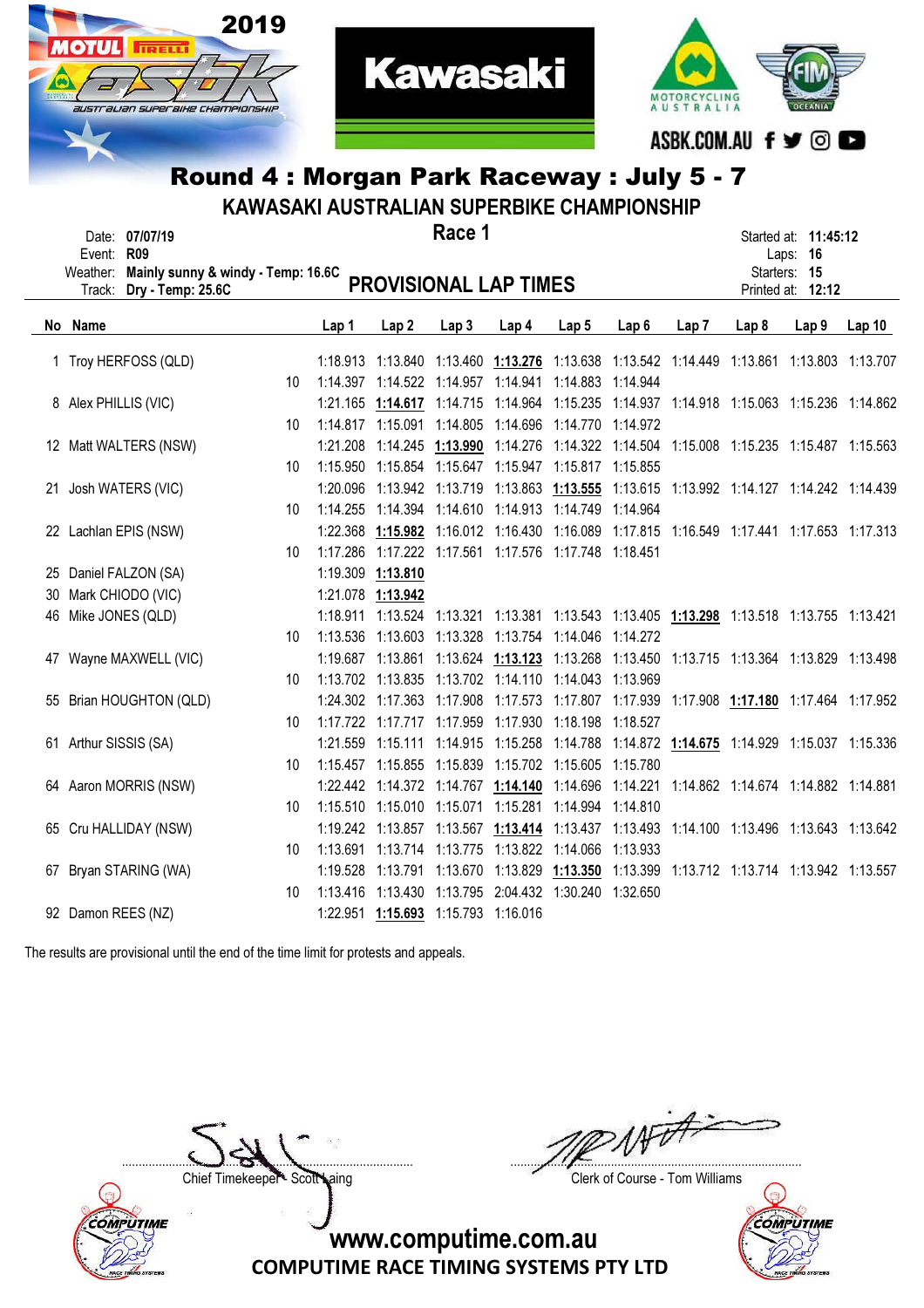2019 MOTUL PIRELLI ASBK Australian Superbike Championship

Kawasaki

Motorcycling Australia — FIM Oceania

ASBK.COM.AU

# Round 4 : Morgan Park Raceway : July 5 - 7

## KAWASAKI AUSTRALIAN SUPERBIKE CHAMPIONSHIP

## Race 1

Date: **07/07/19**
Event: **R09**
Weather: **Mainly sunny & windy - Temp: 16.6C**
Track: **Dry - Temp: 25.6C**

Started at: **11:45:12**
Laps: **16**
Starters: **15**
Printed at: **12:12**

## PROVISIONAL LAP TIMES

| No | Name | | Lap 1 | Lap 2 | Lap 3 | Lap 4 | Lap 5 | Lap 6 | Lap 7 | Lap 8 | Lap 9 | Lap 10 |
|---|---|---|---|---|---|---|---|---|---|---|---|---|
| 1 | Troy HERFOSS (QLD) | | 1:18.913 | 1:13.840 | 1:13.460 | **1:13.276** | 1:13.638 | 1:13.542 | 1:14.449 | 1:13.861 | 1:13.803 | 1:13.707 |
| | | 10 | 1:14.397 | 1:14.522 | 1:14.957 | 1:14.941 | 1:14.883 | 1:14.944 | | | | |
| 8 | Alex PHILLIS (VIC) | | 1:21.165 | **1:14.617** | 1:14.715 | 1:14.964 | 1:15.235 | 1:14.937 | 1:14.918 | 1:15.063 | 1:15.236 | 1:14.862 |
| | | 10 | 1:14.817 | 1:15.091 | 1:14.805 | 1:14.696 | 1:14.770 | 1:14.972 | | | | |
| 12 | Matt WALTERS (NSW) | | 1:21.208 | 1:14.245 | **1:13.990** | 1:14.276 | 1:14.322 | 1:14.504 | 1:15.008 | 1:15.235 | 1:15.487 | 1:15.563 |
| | | 10 | 1:15.950 | 1:15.854 | 1:15.647 | 1:15.947 | 1:15.817 | 1:15.855 | | | | |
| 21 | Josh WATERS (VIC) | | 1:20.096 | 1:13.942 | 1:13.719 | 1:13.863 | **1:13.555** | 1:13.615 | 1:13.992 | 1:14.127 | 1:14.242 | 1:14.439 |
| | | 10 | 1:14.255 | 1:14.394 | 1:14.610 | 1:14.913 | 1:14.749 | 1:14.964 | | | | |
| 22 | Lachlan EPIS (NSW) | | 1:22.368 | **1:15.982** | 1:16.012 | 1:16.430 | 1:16.089 | 1:17.815 | 1:16.549 | 1:17.441 | 1:17.653 | 1:17.313 |
| | | 10 | 1:17.286 | 1:17.222 | 1:17.561 | 1:17.576 | 1:17.748 | 1:18.451 | | | | |
| 25 | Daniel FALZON (SA) | | 1:19.309 | **1:13.810** | | | | | | | | |
| 30 | Mark CHIODO (VIC) | | 1:21.078 | **1:13.942** | | | | | | | | |
| 46 | Mike JONES (QLD) | | 1:18.911 | 1:13.524 | 1:13.321 | 1:13.381 | 1:13.543 | 1:13.405 | **1:13.298** | 1:13.518 | 1:13.755 | 1:13.421 |
| | | 10 | 1:13.536 | 1:13.603 | 1:13.328 | 1:13.754 | 1:14.046 | 1:14.272 | | | | |
| 47 | Wayne MAXWELL (VIC) | | 1:19.687 | 1:13.861 | 1:13.624 | **1:13.123** | 1:13.268 | 1:13.450 | 1:13.715 | 1:13.364 | 1:13.829 | 1:13.498 |
| | | 10 | 1:13.702 | 1:13.835 | 1:13.702 | 1:14.110 | 1:14.043 | 1:13.969 | | | | |
| 55 | Brian HOUGHTON (QLD) | | 1:24.302 | 1:17.363 | 1:17.908 | 1:17.573 | 1:17.807 | 1:17.939 | 1:17.908 | **1:17.180** | 1:17.464 | 1:17.952 |
| | | 10 | 1:17.722 | 1:17.717 | 1:17.959 | 1:17.930 | 1:18.198 | 1:18.527 | | | | |
| 61 | Arthur SISSIS (SA) | | 1:21.559 | 1:15.111 | 1:14.915 | 1:15.258 | 1:14.788 | 1:14.872 | **1:14.675** | 1:14.929 | 1:15.037 | 1:15.336 |
| | | 10 | 1:15.457 | 1:15.855 | 1:15.839 | 1:15.702 | 1:15.605 | 1:15.780 | | | | |
| 64 | Aaron MORRIS (NSW) | | 1:22.442 | 1:14.372 | 1:14.767 | **1:14.140** | 1:14.696 | 1:14.221 | 1:14.862 | 1:14.674 | 1:14.882 | 1:14.881 |
| | | 10 | 1:15.510 | 1:15.010 | 1:15.071 | 1:15.281 | 1:14.994 | 1:14.810 | | | | |
| 65 | Cru HALLIDAY (NSW) | | 1:19.242 | 1:13.857 | 1:13.567 | **1:13.414** | 1:13.437 | 1:13.493 | 1:14.100 | 1:13.496 | 1:13.643 | 1:13.642 |
| | | 10 | 1:13.691 | 1:13.714 | 1:13.775 | 1:13.822 | 1:14.066 | 1:13.933 | | | | |
| 67 | Bryan STARING (WA) | | 1:19.528 | 1:13.791 | 1:13.670 | 1:13.829 | **1:13.350** | 1:13.399 | 1:13.712 | 1:13.714 | 1:13.942 | 1:13.557 |
| | | 10 | 1:13.416 | 1:13.430 | 1:13.795 | 2:04.432 | 1:30.240 | 1:32.650 | | | | |
| 92 | Damon REES (NZ) | | 1:22.951 | **1:15.693** | 1:15.793 | 1:16.016 | | | | | | |

The results are provisional until the end of the time limit for protests and appeals.

Chief Timekeeper - Scott Laing

Clerk of Course - Tom Williams

www.computime.com.au
COMPUTIME RACE TIMING SYSTEMS PTY LTD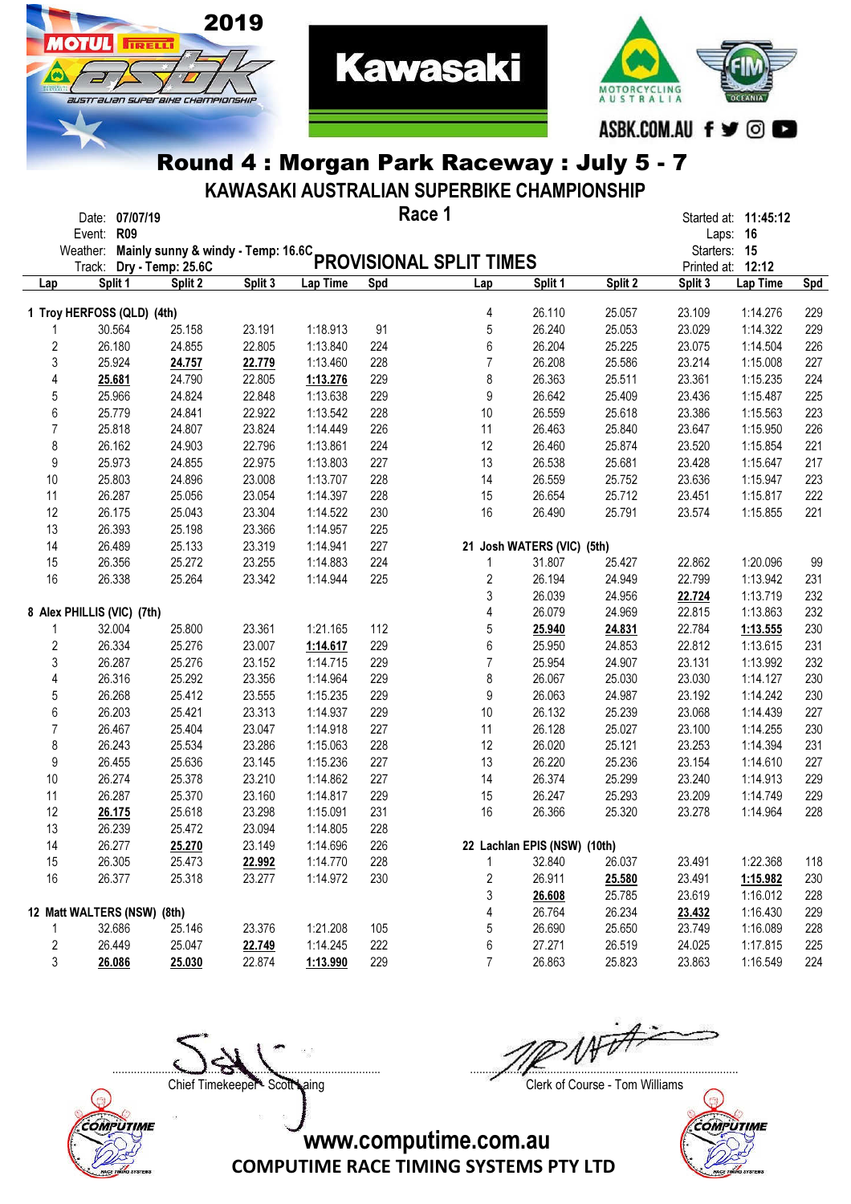# Round 4 : Morgan Park Raceway : July 5 - 7

## KAWASAKI AUSTRALIAN SUPERBIKE CHAMPIONSHIP

**Race 1**

Date: **07/07/19**
Event: **R09**
Weather: **Mainly sunny & windy - Temp: 16.6C**
Track: **Dry - Temp: 25.6C**

Started at: **11:45:12**
Laps: **16**
Starters: **15**
Printed at: **12:12**

### PROVISIONAL SPLIT TIMES

| Lap | Split 1 | Split 2 | Split 3 | Lap Time | Spd |
|---|---|---|---|---|---|
| **1 Troy HERFOSS (QLD) (4th)** | | | | | |
| 1 | 30.564 | 25.158 | 23.191 | 1:18.913 | 91 |
| 2 | 26.180 | 24.855 | 22.805 | 1:13.840 | 224 |
| 3 | 25.924 | **24.757** | **22.779** | 1:13.460 | 228 |
| 4 | **25.681** | 24.790 | 22.805 | **1:13.276** | 229 |
| 5 | 25.966 | 24.824 | 22.848 | 1:13.638 | 229 |
| 6 | 25.779 | 24.841 | 22.922 | 1:13.542 | 228 |
| 7 | 25.818 | 24.807 | 23.824 | 1:14.449 | 226 |
| 8 | 26.162 | 24.903 | 22.796 | 1:13.861 | 224 |
| 9 | 25.973 | 24.855 | 22.975 | 1:13.803 | 227 |
| 10 | 25.803 | 24.896 | 23.008 | 1:13.707 | 228 |
| 11 | 26.287 | 25.056 | 23.054 | 1:14.397 | 228 |
| 12 | 26.175 | 25.043 | 23.304 | 1:14.522 | 230 |
| 13 | 26.393 | 25.198 | 23.366 | 1:14.957 | 225 |
| 14 | 26.489 | 25.133 | 23.319 | 1:14.941 | 227 |
| 15 | 26.356 | 25.272 | 23.255 | 1:14.883 | 224 |
| 16 | 26.338 | 25.264 | 23.342 | 1:14.944 | 225 |
| **8 Alex PHILLIS (VIC) (7th)** | | | | | |
| 1 | 32.004 | 25.800 | 23.361 | 1:21.165 | 112 |
| 2 | 26.334 | 25.276 | 23.007 | **1:14.617** | 229 |
| 3 | 26.287 | 25.276 | 23.152 | 1:14.715 | 229 |
| 4 | 26.316 | 25.292 | 23.356 | 1:14.964 | 229 |
| 5 | 26.268 | 25.412 | 23.555 | 1:15.235 | 229 |
| 6 | 26.203 | 25.421 | 23.313 | 1:14.937 | 229 |
| 7 | 26.467 | 25.404 | 23.047 | 1:14.918 | 227 |
| 8 | 26.243 | 25.534 | 23.286 | 1:15.063 | 228 |
| 9 | 26.455 | 25.636 | 23.145 | 1:15.236 | 227 |
| 10 | 26.274 | 25.378 | 23.210 | 1:14.862 | 227 |
| 11 | 26.287 | 25.370 | 23.160 | 1:14.817 | 229 |
| 12 | **26.175** | 25.618 | 23.298 | 1:15.091 | 231 |
| 13 | 26.239 | 25.472 | 23.094 | 1:14.805 | 228 |
| 14 | 26.277 | **25.270** | 23.149 | 1:14.696 | 226 |
| 15 | 26.305 | 25.473 | **22.992** | 1:14.770 | 228 |
| 16 | 26.377 | 25.318 | 23.277 | 1:14.972 | 230 |
| **12 Matt WALTERS (NSW) (8th)** | | | | | |
| 1 | 32.686 | 25.146 | 23.376 | 1:21.208 | 105 |
| 2 | 26.449 | 25.047 | **22.749** | 1:14.245 | 222 |
| 3 | **26.086** | **25.030** | 22.874 | **1:13.990** | 229 |
| 4 | 26.110 | 25.057 | 23.109 | 1:14.276 | 229 |
| 5 | 26.240 | 25.053 | 23.029 | 1:14.322 | 229 |
| 6 | 26.204 | 25.225 | 23.075 | 1:14.504 | 226 |
| 7 | 26.208 | 25.586 | 23.214 | 1:15.008 | 227 |
| 8 | 26.363 | 25.511 | 23.361 | 1:15.235 | 224 |
| 9 | 26.642 | 25.409 | 23.436 | 1:15.487 | 225 |
| 10 | 26.559 | 25.618 | 23.386 | 1:15.563 | 223 |
| 11 | 26.463 | 25.840 | 23.647 | 1:15.950 | 226 |
| 12 | 26.460 | 25.874 | 23.520 | 1:15.854 | 221 |
| 13 | 26.538 | 25.681 | 23.428 | 1:15.647 | 217 |
| 14 | 26.559 | 25.752 | 23.636 | 1:15.947 | 223 |
| 15 | 26.654 | 25.712 | 23.451 | 1:15.817 | 222 |
| 16 | 26.490 | 25.791 | 23.574 | 1:15.855 | 221 |
| **21 Josh WATERS (VIC) (5th)** | | | | | |
| 1 | 31.807 | 25.427 | 22.862 | 1:20.096 | 99 |
| 2 | 26.194 | 24.949 | 22.799 | 1:13.942 | 231 |
| 3 | 26.039 | 24.956 | **22.724** | 1:13.719 | 232 |
| 4 | 26.079 | 24.969 | 22.815 | 1:13.863 | 232 |
| 5 | **25.940** | **24.831** | 22.784 | **1:13.555** | 230 |
| 6 | 25.950 | 24.853 | 22.812 | 1:13.615 | 231 |
| 7 | 25.954 | 24.907 | 23.131 | 1:13.992 | 232 |
| 8 | 26.067 | 25.030 | 23.030 | 1:14.127 | 230 |
| 9 | 26.063 | 24.987 | 23.192 | 1:14.242 | 230 |
| 10 | 26.132 | 25.239 | 23.068 | 1:14.439 | 227 |
| 11 | 26.128 | 25.027 | 23.100 | 1:14.255 | 230 |
| 12 | 26.020 | 25.121 | 23.253 | 1:14.394 | 231 |
| 13 | 26.220 | 25.236 | 23.154 | 1:14.610 | 227 |
| 14 | 26.374 | 25.299 | 23.240 | 1:14.913 | 229 |
| 15 | 26.247 | 25.293 | 23.209 | 1:14.749 | 229 |
| 16 | 26.366 | 25.320 | 23.278 | 1:14.964 | 228 |
| **22 Lachlan EPIS (NSW) (10th)** | | | | | |
| 1 | 32.840 | 26.037 | 23.491 | 1:22.368 | 118 |
| 2 | 26.911 | **25.580** | 23.491 | **1:15.982** | 230 |
| 3 | **26.608** | 25.785 | 23.619 | 1:16.012 | 228 |
| 4 | 26.764 | 26.234 | **23.432** | 1:16.430 | 229 |
| 5 | 26.690 | 25.650 | 23.749 | 1:16.089 | 228 |
| 6 | 27.271 | 26.519 | 24.025 | 1:17.815 | 225 |
| 7 | 26.863 | 25.823 | 23.863 | 1:16.549 | 224 |

Chief Timekeeper - Scott Laing

Clerk of Course - Tom Williams

www.computime.com.au
COMPUTIME RACE TIMING SYSTEMS PTY LTD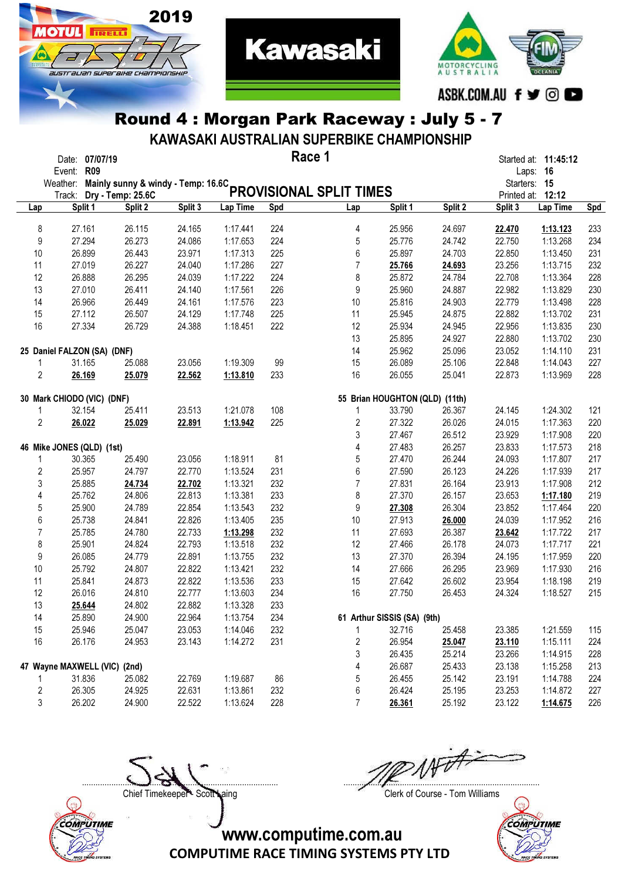# Round 4 : Morgan Park Raceway : July 5 - 7

## KAWASAKI AUSTRALIAN SUPERBIKE CHAMPIONSHIP

Date: **07/07/19**
Event: **R09**
Weather: **Mainly sunny & windy - Temp: 16.6C**
Track: **Dry - Temp: 25.6C**

**Race 1**

**PROVISIONAL SPLIT TIMES**

Started at: **11:45:12**
Laps: **16**
Starters: **15**
Printed at: **12:12**

| Lap | Split 1 | Split 2 | Split 3 | Lap Time | Spd |
|---|---|---|---|---|---|
| 8 | 27.161 | 26.115 | 24.165 | 1:17.441 | 224 |
| 9 | 27.294 | 26.273 | 24.086 | 1:17.653 | 224 |
| 10 | 26.899 | 26.443 | 23.971 | 1:17.313 | 225 |
| 11 | 27.019 | 26.227 | 24.040 | 1:17.286 | 227 |
| 12 | 26.888 | 26.295 | 24.039 | 1:17.222 | 224 |
| 13 | 27.010 | 26.411 | 24.140 | 1:17.561 | 226 |
| 14 | 26.966 | 26.449 | 24.161 | 1:17.576 | 223 |
| 15 | 27.112 | 26.507 | 24.129 | 1:17.748 | 225 |
| 16 | 27.334 | 26.729 | 24.388 | 1:18.451 | 222 |

**25 Daniel FALZON (SA) (DNF)**

| Lap | Split 1 | Split 2 | Split 3 | Lap Time | Spd |
|---|---|---|---|---|---|
| 1 | 31.165 | 25.088 | 23.056 | 1:19.309 | 99 |
| 2 | **26.169** | **25.079** | **22.562** | **1:13.810** | 233 |

**30 Mark CHIODO (VIC) (DNF)**

| Lap | Split 1 | Split 2 | Split 3 | Lap Time | Spd |
|---|---|---|---|---|---|
| 1 | 32.154 | 25.411 | 23.513 | 1:21.078 | 108 |
| 2 | **26.022** | **25.029** | **22.891** | **1:13.942** | 225 |

**46 Mike JONES (QLD) (1st)**

| Lap | Split 1 | Split 2 | Split 3 | Lap Time | Spd |
|---|---|---|---|---|---|
| 1 | 30.365 | 25.490 | 23.056 | 1:18.911 | 81 |
| 2 | 25.957 | 24.797 | 22.770 | 1:13.524 | 231 |
| 3 | 25.885 | **24.734** | **22.702** | 1:13.321 | 232 |
| 4 | 25.762 | 24.806 | 22.813 | 1:13.381 | 233 |
| 5 | 25.900 | 24.789 | 22.854 | 1:13.543 | 232 |
| 6 | 25.738 | 24.841 | 22.826 | 1:13.405 | 235 |
| 7 | 25.785 | 24.780 | 22.733 | **1:13.298** | 232 |
| 8 | 25.901 | 24.824 | 22.793 | 1:13.518 | 232 |
| 9 | 26.085 | 24.779 | 22.891 | 1:13.755 | 232 |
| 10 | 25.792 | 24.807 | 22.822 | 1:13.421 | 232 |
| 11 | 25.841 | 24.873 | 22.822 | 1:13.536 | 233 |
| 12 | 26.016 | 24.810 | 22.777 | 1:13.603 | 234 |
| 13 | **25.644** | 24.802 | 22.882 | 1:13.328 | 233 |
| 14 | 25.890 | 24.900 | 22.964 | 1:13.754 | 234 |
| 15 | 25.946 | 25.047 | 23.053 | 1:14.046 | 232 |
| 16 | 26.176 | 24.953 | 23.143 | 1:14.272 | 231 |

**47 Wayne MAXWELL (VIC) (2nd)**

| Lap | Split 1 | Split 2 | Split 3 | Lap Time | Spd |
|---|---|---|---|---|---|
| 1 | 31.836 | 25.082 | 22.769 | 1:19.687 | 86 |
| 2 | 26.305 | 24.925 | 22.631 | 1:13.861 | 232 |
| 3 | 26.202 | 24.900 | 22.522 | 1:13.624 | 228 |
| 4 | 25.956 | 24.697 | **22.470** | **1:13.123** | 233 |
| 5 | 25.776 | 24.742 | 22.750 | 1:13.268 | 234 |
| 6 | 25.897 | 24.703 | 22.850 | 1:13.450 | 231 |
| 7 | **25.766** | **24.693** | 23.256 | 1:13.715 | 232 |
| 8 | 25.872 | 24.784 | 22.708 | 1:13.364 | 228 |
| 9 | 25.960 | 24.887 | 22.982 | 1:13.829 | 230 |
| 10 | 25.816 | 24.903 | 22.779 | 1:13.498 | 228 |
| 11 | 25.945 | 24.875 | 22.882 | 1:13.702 | 231 |
| 12 | 25.934 | 24.945 | 22.956 | 1:13.835 | 230 |
| 13 | 25.895 | 24.927 | 22.880 | 1:13.702 | 230 |
| 14 | 25.962 | 25.096 | 23.052 | 1:14.110 | 231 |
| 15 | 26.089 | 25.106 | 22.848 | 1:14.043 | 227 |
| 16 | 26.055 | 25.041 | 22.873 | 1:13.969 | 228 |

**55 Brian HOUGHTON (QLD) (11th)**

| Lap | Split 1 | Split 2 | Split 3 | Lap Time | Spd |
|---|---|---|---|---|---|
| 1 | 33.790 | 26.367 | 24.145 | 1:24.302 | 121 |
| 2 | 27.322 | 26.026 | 24.015 | 1:17.363 | 220 |
| 3 | 27.467 | 26.512 | 23.929 | 1:17.908 | 220 |
| 4 | 27.483 | 26.257 | 23.833 | 1:17.573 | 218 |
| 5 | 27.470 | 26.244 | 24.093 | 1:17.807 | 217 |
| 6 | 27.590 | 26.123 | 24.226 | 1:17.939 | 217 |
| 7 | 27.831 | 26.164 | 23.913 | 1:17.908 | 212 |
| 8 | 27.370 | 26.157 | 23.653 | **1:17.180** | 219 |
| 9 | **27.308** | 26.304 | 23.852 | 1:17.464 | 220 |
| 10 | 27.913 | **26.000** | 24.039 | 1:17.952 | 216 |
| 11 | 27.693 | 26.387 | **23.642** | 1:17.722 | 217 |
| 12 | 27.466 | 26.178 | 24.073 | 1:17.717 | 221 |
| 13 | 27.370 | 26.394 | 24.195 | 1:17.959 | 220 |
| 14 | 27.666 | 26.295 | 23.969 | 1:17.930 | 216 |
| 15 | 27.642 | 26.602 | 23.954 | 1:18.198 | 219 |
| 16 | 27.750 | 26.453 | 24.324 | 1:18.527 | 215 |

**61 Arthur SISSIS (SA) (9th)**

| Lap | Split 1 | Split 2 | Split 3 | Lap Time | Spd |
|---|---|---|---|---|---|
| 1 | 32.716 | 25.458 | 23.385 | 1:21.559 | 115 |
| 2 | 26.954 | **25.047** | **23.110** | 1:15.111 | 224 |
| 3 | 26.435 | 25.214 | 23.266 | 1:14.915 | 228 |
| 4 | 26.687 | 25.433 | 23.138 | 1:15.258 | 213 |
| 5 | 26.455 | 25.142 | 23.191 | 1:14.788 | 224 |
| 6 | 26.424 | 25.195 | 23.253 | 1:14.872 | 227 |
| 7 | **26.361** | 25.192 | 23.122 | **1:14.675** | 226 |

Chief Timekeeper - Scott Laing

Clerk of Course - Tom Williams

www.computime.com.au
COMPUTIME RACE TIMING SYSTEMS PTY LTD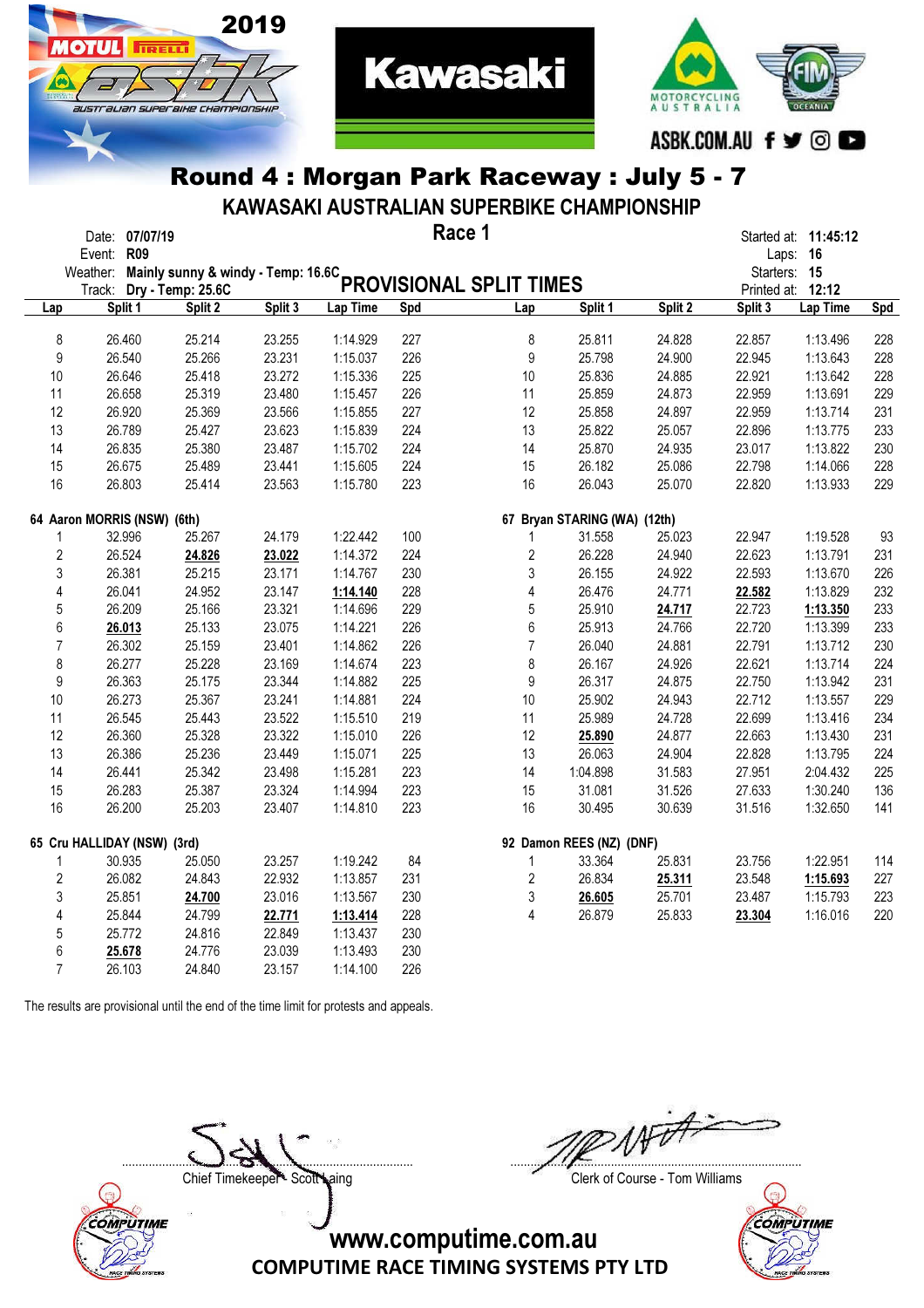# Round 4 : Morgan Park Raceway : July 5 - 7

## KAWASAKI AUSTRALIAN SUPERBIKE CHAMPIONSHIP

Date: **07/07/19**
Event: **R09**
Weather: **Mainly sunny & windy - Temp: 16.6C**
Track: **Dry - Temp: 25.6C**

### Race 1

### PROVISIONAL SPLIT TIMES

Started at: **11:45:12**
Laps: **16**
Starters: **15**
Printed at: **12:12**

| Lap | Split 1 | Split 2 | Split 3 | Lap Time | Spd |
|---|---|---|---|---|---|
| 8 | 26.460 | 25.214 | 23.255 | 1:14.929 | 227 |
| 9 | 26.540 | 25.266 | 23.231 | 1:15.037 | 226 |
| 10 | 26.646 | 25.418 | 23.272 | 1:15.336 | 225 |
| 11 | 26.658 | 25.319 | 23.480 | 1:15.457 | 226 |
| 12 | 26.920 | 25.369 | 23.566 | 1:15.855 | 227 |
| 13 | 26.789 | 25.427 | 23.623 | 1:15.839 | 224 |
| 14 | 26.835 | 25.380 | 23.487 | 1:15.702 | 224 |
| 15 | 26.675 | 25.489 | 23.441 | 1:15.605 | 224 |
| 16 | 26.803 | 25.414 | 23.563 | 1:15.780 | 223 |

**64 Aaron MORRIS (NSW) (6th)**

| Lap | Split 1 | Split 2 | Split 3 | Lap Time | Spd |
|---|---|---|---|---|---|
| 1 | 32.996 | 25.267 | 24.179 | 1:22.442 | 100 |
| 2 | 26.524 | **24.826** | **23.022** | 1:14.372 | 224 |
| 3 | 26.381 | 25.215 | 23.171 | 1:14.767 | 230 |
| 4 | 26.041 | 24.952 | 23.147 | **1:14.140** | 228 |
| 5 | 26.209 | 25.166 | 23.321 | 1:14.696 | 229 |
| 6 | **26.013** | 25.133 | 23.075 | 1:14.221 | 226 |
| 7 | 26.302 | 25.159 | 23.401 | 1:14.862 | 226 |
| 8 | 26.277 | 25.228 | 23.169 | 1:14.674 | 223 |
| 9 | 26.363 | 25.175 | 23.344 | 1:14.882 | 225 |
| 10 | 26.273 | 25.367 | 23.241 | 1:14.881 | 224 |
| 11 | 26.545 | 25.443 | 23.522 | 1:15.510 | 219 |
| 12 | 26.360 | 25.328 | 23.322 | 1:15.010 | 226 |
| 13 | 26.386 | 25.236 | 23.449 | 1:15.071 | 225 |
| 14 | 26.441 | 25.342 | 23.498 | 1:15.281 | 223 |
| 15 | 26.283 | 25.387 | 23.324 | 1:14.994 | 223 |
| 16 | 26.200 | 25.203 | 23.407 | 1:14.810 | 223 |

**65 Cru HALLIDAY (NSW) (3rd)**

| Lap | Split 1 | Split 2 | Split 3 | Lap Time | Spd |
|---|---|---|---|---|---|
| 1 | 30.935 | 25.050 | 23.257 | 1:19.242 | 84 |
| 2 | 26.082 | 24.843 | 22.932 | 1:13.857 | 231 |
| 3 | 25.851 | **24.700** | 23.016 | 1:13.567 | 230 |
| 4 | 25.844 | 24.799 | **22.771** | **1:13.414** | 228 |
| 5 | 25.772 | 24.816 | 22.849 | 1:13.437 | 230 |
| 6 | **25.678** | 24.776 | 23.039 | 1:13.493 | 230 |
| 7 | 26.103 | 24.840 | 23.157 | 1:14.100 | 226 |

| Lap | Split 1 | Split 2 | Split 3 | Lap Time | Spd |
|---|---|---|---|---|---|
| 8 | 25.811 | 24.828 | 22.857 | 1:13.496 | 228 |
| 9 | 25.798 | 24.900 | 22.945 | 1:13.643 | 228 |
| 10 | 25.836 | 24.885 | 22.921 | 1:13.642 | 228 |
| 11 | 25.859 | 24.873 | 22.959 | 1:13.691 | 229 |
| 12 | 25.858 | 24.897 | 22.959 | 1:13.714 | 231 |
| 13 | 25.822 | 25.057 | 22.896 | 1:13.775 | 233 |
| 14 | 25.870 | 24.935 | 23.017 | 1:13.822 | 230 |
| 15 | 26.182 | 25.086 | 22.798 | 1:14.066 | 228 |
| 16 | 26.043 | 25.070 | 22.820 | 1:13.933 | 229 |

**67 Bryan STARING (WA) (12th)**

| Lap | Split 1 | Split 2 | Split 3 | Lap Time | Spd |
|---|---|---|---|---|---|
| 1 | 31.558 | 25.023 | 22.947 | 1:19.528 | 93 |
| 2 | 26.228 | 24.940 | 22.623 | 1:13.791 | 231 |
| 3 | 26.155 | 24.922 | 22.593 | 1:13.670 | 226 |
| 4 | 26.476 | 24.771 | **22.582** | 1:13.829 | 232 |
| 5 | 25.910 | **24.717** | 22.723 | **1:13.350** | 233 |
| 6 | 25.913 | 24.766 | 22.720 | 1:13.399 | 233 |
| 7 | 26.040 | 24.881 | 22.791 | 1:13.712 | 230 |
| 8 | 26.167 | 24.926 | 22.621 | 1:13.714 | 224 |
| 9 | 26.317 | 24.875 | 22.750 | 1:13.942 | 231 |
| 10 | 25.902 | 24.943 | 22.712 | 1:13.557 | 229 |
| 11 | 25.989 | 24.728 | 22.699 | 1:13.416 | 234 |
| 12 | **25.890** | 24.877 | 22.663 | 1:13.430 | 231 |
| 13 | 26.063 | 24.904 | 22.828 | 1:13.795 | 224 |
| 14 | 1:04.898 | 31.583 | 27.951 | 2:04.432 | 225 |
| 15 | 31.081 | 31.526 | 27.633 | 1:30.240 | 136 |
| 16 | 30.495 | 30.639 | 31.516 | 1:32.650 | 141 |

**92 Damon REES (NZ) (DNF)**

| Lap | Split 1 | Split 2 | Split 3 | Lap Time | Spd |
|---|---|---|---|---|---|
| 1 | 33.364 | 25.831 | 23.756 | 1:22.951 | 114 |
| 2 | 26.834 | **25.311** | 23.548 | **1:15.693** | 227 |
| 3 | **26.605** | 25.701 | 23.487 | 1:15.793 | 223 |
| 4 | 26.879 | 25.833 | **23.304** | 1:16.016 | 220 |

The results are provisional until the end of the time limit for protests and appeals.

Chief Timekeeper - Scott Laing

Clerk of Course - Tom Williams

www.computime.com.au
COMPUTIME RACE TIMING SYSTEMS PTY LTD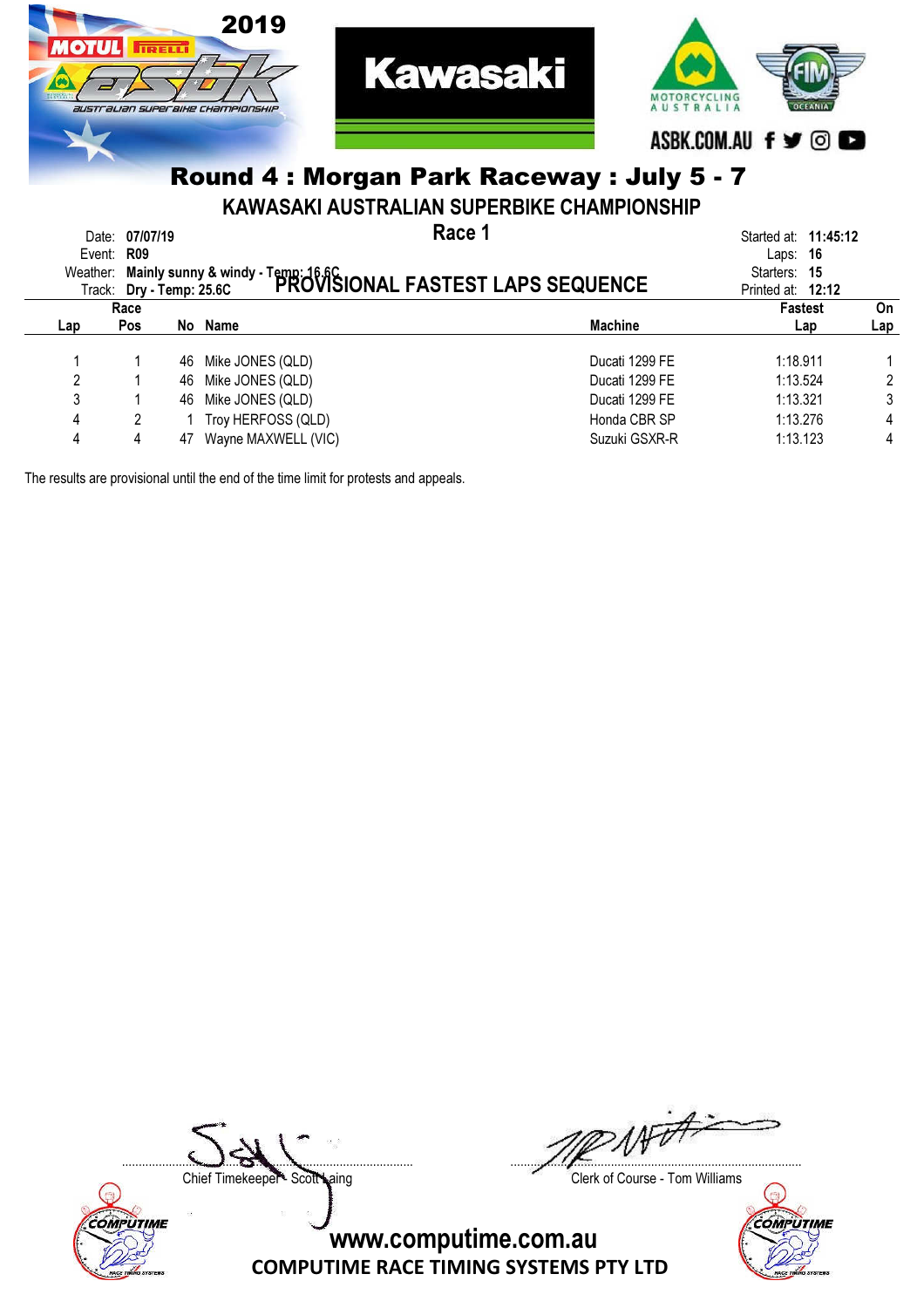2019 ASBK Australian Superbike Championship

Kawasaki

Motorcycling Australia — FIM Oceania

ASBK.COM.AU

# Round 4 : Morgan Park Raceway : July 5 - 7

## KAWASAKI AUSTRALIAN SUPERBIKE CHAMPIONSHIP

### Race 1

### PROVISIONAL FASTEST LAPS SEQUENCE

Date: **07/07/19**
Event: **R09**
Weather: **Mainly sunny & windy - Temp: 16.6C**
Track: **Dry - Temp: 25.6C**

Started at: **11:45:12**
Laps: **16**
Starters: **15**
Printed at: **12:12**

| Lap | Race Pos | No | Name | Machine | Fastest Lap | On Lap |
|---|---|---|---|---|---|---|
| 1 | 1 | 46 | Mike JONES (QLD) | Ducati 1299 FE | 1:18.911 | 1 |
| 2 | 1 | 46 | Mike JONES (QLD) | Ducati 1299 FE | 1:13.524 | 2 |
| 3 | 1 | 46 | Mike JONES (QLD) | Ducati 1299 FE | 1:13.321 | 3 |
| 4 | 2 | 1 | Troy HERFOSS (QLD) | Honda CBR SP | 1:13.276 | 4 |
| 4 | 4 | 47 | Wayne MAXWELL (VIC) | Suzuki GSXR-R | 1:13.123 | 4 |

The results are provisional until the end of the time limit for protests and appeals.

Chief Timekeeper - Scott Laing

Clerk of Course - Tom Williams

www.computime.com.au
COMPUTIME RACE TIMING SYSTEMS PTY LTD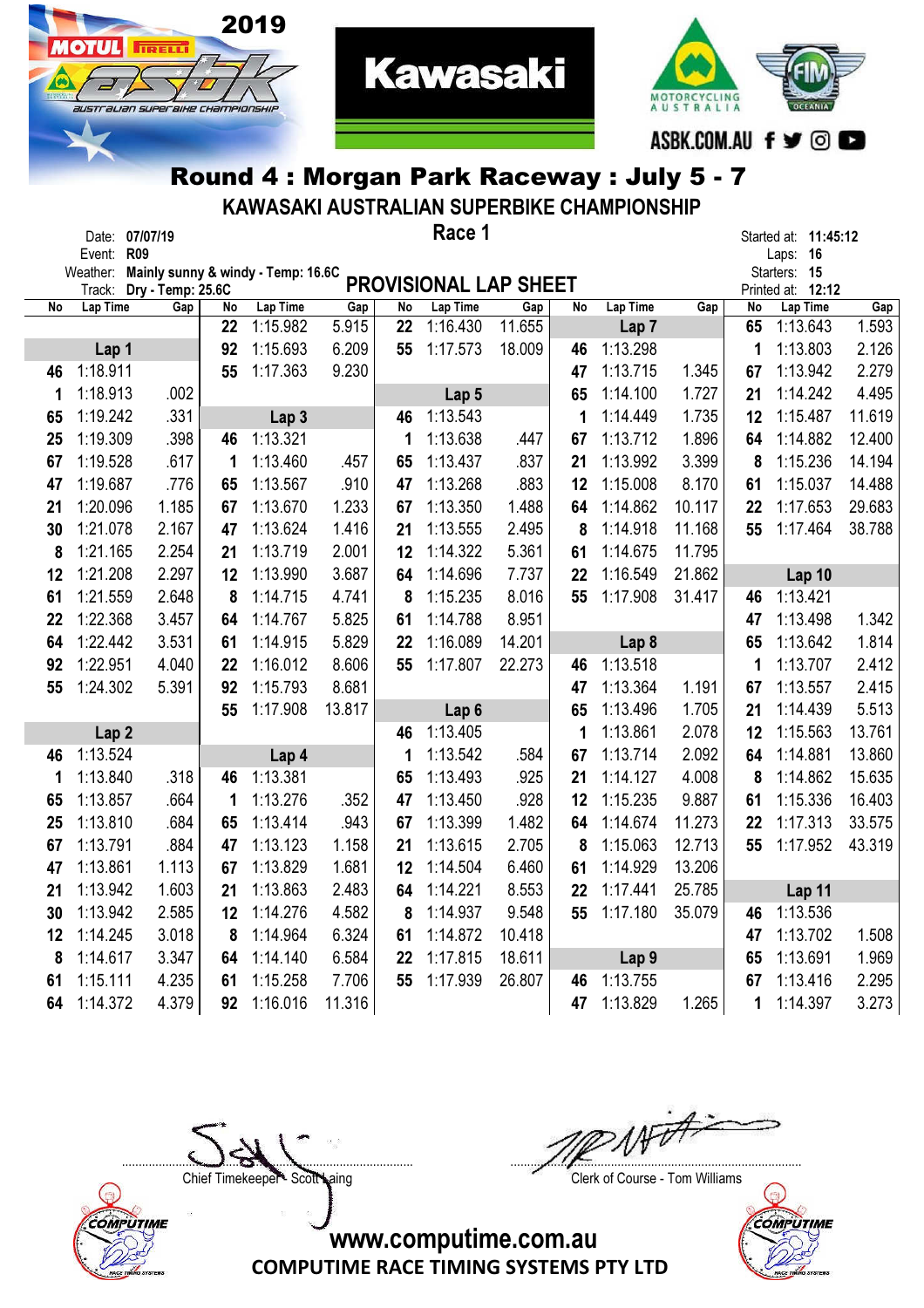2019 MOTUL PIRELLI ASBK australian superbike championship

Kawasaki

MOTORCYCLING AUSTRALIA — FIM OCEANIA

ASBK.COM.AU

## Round 4 : Morgan Park Raceway : July 5 - 7

### KAWASAKI AUSTRALIAN SUPERBIKE CHAMPIONSHIP

### Race 1

Date: **07/07/19**
Event: **R09**
Weather: **Mainly sunny & windy - Temp: 16.6C**
Track: **Dry - Temp: 25.6C**

Started at: **11:45:12**
Laps: **16**
Starters: **15**
Printed at: **12:12**

### PROVISIONAL LAP SHEET

| No | Lap Time | Gap |
|---|---|---|
| **Lap 1** | | |
| 46 | 1:18.911 | |
| 1 | 1:18.913 | .002 |
| 65 | 1:19.242 | .331 |
| 25 | 1:19.309 | .398 |
| 67 | 1:19.528 | .617 |
| 47 | 1:19.687 | .776 |
| 21 | 1:20.096 | 1.185 |
| 30 | 1:21.078 | 2.167 |
| 8 | 1:21.165 | 2.254 |
| 12 | 1:21.208 | 2.297 |
| 61 | 1:21.559 | 2.648 |
| 22 | 1:22.368 | 3.457 |
| 64 | 1:22.442 | 3.531 |
| 92 | 1:22.951 | 4.040 |
| 55 | 1:24.302 | 5.391 |
| **Lap 2** | | |
| 46 | 1:13.524 | |
| 1 | 1:13.840 | .318 |
| 65 | 1:13.857 | .664 |
| 25 | 1:13.810 | .684 |
| 67 | 1:13.791 | .884 |
| 47 | 1:13.861 | 1.113 |
| 21 | 1:13.942 | 1.603 |
| 30 | 1:13.942 | 2.585 |
| 12 | 1:14.245 | 3.018 |
| 8 | 1:14.617 | 3.347 |
| 61 | 1:15.111 | 4.235 |
| 64 | 1:14.372 | 4.379 |
| 22 | 1:15.982 | 5.915 |
| 92 | 1:15.693 | 6.209 |
| 55 | 1:17.363 | 9.230 |
| **Lap 3** | | |
| 46 | 1:13.321 | |
| 1 | 1:13.460 | .457 |
| 65 | 1:13.567 | .910 |
| 67 | 1:13.670 | 1.233 |
| 47 | 1:13.624 | 1.416 |
| 21 | 1:13.719 | 2.001 |
| 12 | 1:13.990 | 3.687 |
| 8 | 1:14.715 | 4.741 |
| 64 | 1:14.767 | 5.825 |
| 61 | 1:14.915 | 5.829 |
| 22 | 1:16.012 | 8.606 |
| 92 | 1:15.793 | 8.681 |
| 55 | 1:17.908 | 13.817 |
| **Lap 4** | | |
| 46 | 1:13.381 | |
| 1 | 1:13.276 | .352 |
| 65 | 1:13.414 | .943 |
| 47 | 1:13.123 | 1.158 |
| 67 | 1:13.829 | 1.681 |
| 21 | 1:13.863 | 2.483 |
| 12 | 1:14.276 | 4.582 |
| 8 | 1:14.964 | 6.324 |
| 64 | 1:14.140 | 6.584 |
| 61 | 1:15.258 | 7.706 |
| 92 | 1:16.016 | 11.316 |
| 22 | 1:16.430 | 11.655 |
| 55 | 1:17.573 | 18.009 |
| **Lap 5** | | |
| 46 | 1:13.543 | |
| 1 | 1:13.638 | .447 |
| 65 | 1:13.437 | .837 |
| 47 | 1:13.268 | .883 |
| 67 | 1:13.350 | 1.488 |
| 21 | 1:13.555 | 2.495 |
| 12 | 1:14.322 | 5.361 |
| 64 | 1:14.696 | 7.737 |
| 8 | 1:15.235 | 8.016 |
| 61 | 1:14.788 | 8.951 |
| 22 | 1:16.089 | 14.201 |
| 55 | 1:17.807 | 22.273 |
| **Lap 6** | | |
| 46 | 1:13.405 | |
| 1 | 1:13.542 | .584 |
| 65 | 1:13.493 | .925 |
| 47 | 1:13.450 | .928 |
| 67 | 1:13.399 | 1.482 |
| 21 | 1:13.615 | 2.705 |
| 12 | 1:14.504 | 6.460 |
| 64 | 1:14.221 | 8.553 |
| 8 | 1:14.937 | 9.548 |
| 61 | 1:14.872 | 10.418 |
| 22 | 1:17.815 | 18.611 |
| 55 | 1:17.939 | 26.807 |
| **Lap 7** | | |
| 46 | 1:13.298 | |
| 47 | 1:13.715 | 1.345 |
| 65 | 1:14.100 | 1.727 |
| 1 | 1:14.449 | 1.735 |
| 67 | 1:13.712 | 1.896 |
| 21 | 1:13.992 | 3.399 |
| 12 | 1:15.008 | 8.170 |
| 64 | 1:14.862 | 10.117 |
| 8 | 1:14.918 | 11.168 |
| 61 | 1:14.675 | 11.795 |
| 22 | 1:16.549 | 21.862 |
| 55 | 1:17.908 | 31.417 |
| **Lap 8** | | |
| 46 | 1:13.518 | |
| 47 | 1:13.364 | 1.191 |
| 65 | 1:13.496 | 1.705 |
| 1 | 1:13.861 | 2.078 |
| 67 | 1:13.714 | 2.092 |
| 21 | 1:14.127 | 4.008 |
| 12 | 1:15.235 | 9.887 |
| 64 | 1:14.674 | 11.273 |
| 8 | 1:15.063 | 12.713 |
| 61 | 1:14.929 | 13.206 |
| 22 | 1:17.441 | 25.785 |
| 55 | 1:17.180 | 35.079 |
| **Lap 9** | | |
| 46 | 1:13.755 | |
| 47 | 1:13.829 | 1.265 |
| 65 | 1:13.643 | 1.593 |
| 1 | 1:13.803 | 2.126 |
| 67 | 1:13.942 | 2.279 |
| 21 | 1:14.242 | 4.495 |
| 12 | 1:15.487 | 11.619 |
| 64 | 1:14.882 | 12.400 |
| 8 | 1:15.236 | 14.194 |
| 61 | 1:15.037 | 14.488 |
| 22 | 1:17.653 | 29.683 |
| 55 | 1:17.464 | 38.788 |
| **Lap 10** | | |
| 46 | 1:13.421 | |
| 47 | 1:13.498 | 1.342 |
| 65 | 1:13.642 | 1.814 |
| 1 | 1:13.707 | 2.412 |
| 67 | 1:13.557 | 2.415 |
| 21 | 1:14.439 | 5.513 |
| 12 | 1:15.563 | 13.761 |
| 64 | 1:14.881 | 13.860 |
| 8 | 1:14.862 | 15.635 |
| 61 | 1:15.336 | 16.403 |
| 22 | 1:17.313 | 33.575 |
| 55 | 1:17.952 | 43.319 |
| **Lap 11** | | |
| 46 | 1:13.536 | |
| 47 | 1:13.702 | 1.508 |
| 65 | 1:13.691 | 1.969 |
| 67 | 1:13.416 | 2.295 |
| 1 | 1:14.397 | 3.273 |

Chief Timekeeper - Scott Laing

Clerk of Course - Tom Williams

www.computime.com.au
COMPUTIME RACE TIMING SYSTEMS PTY LTD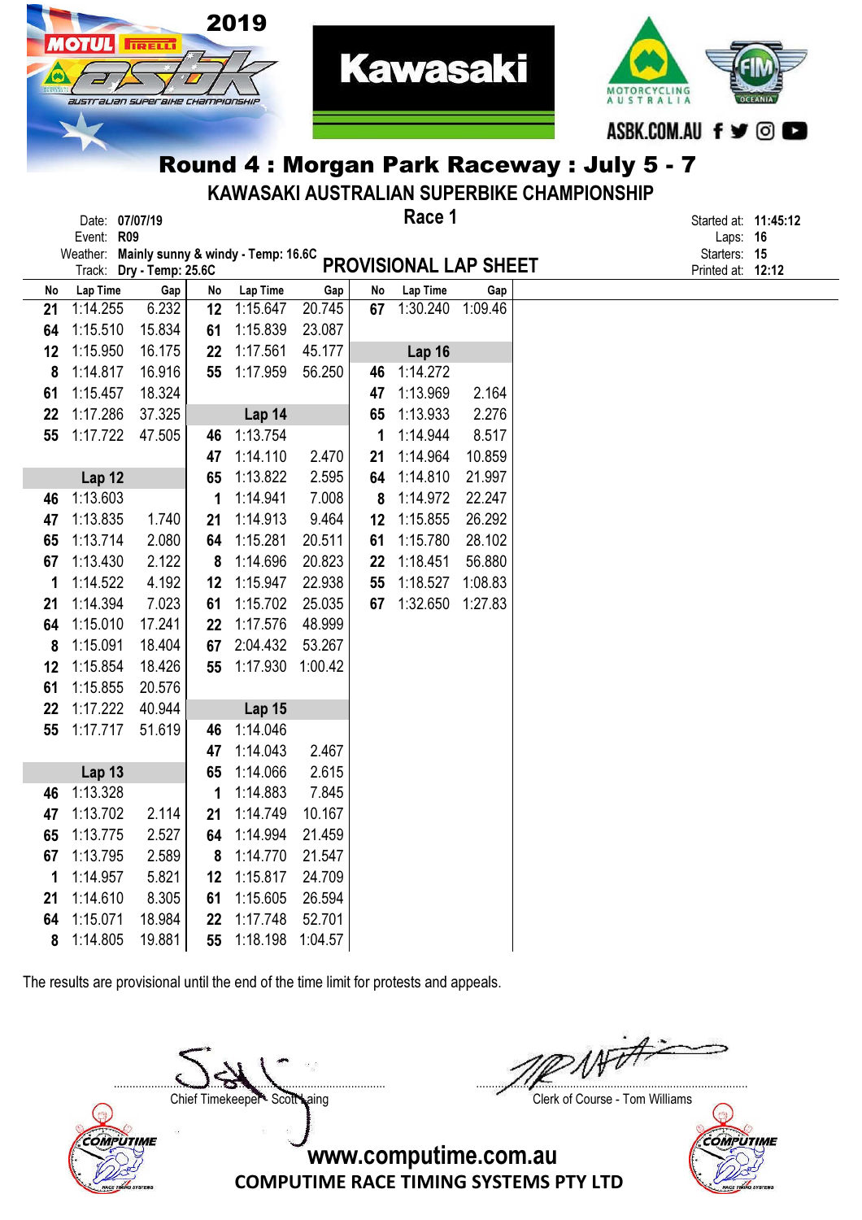2019

# Round 4 : Morgan Park Raceway : July 5 - 7

## KAWASAKI AUSTRALIAN SUPERBIKE CHAMPIONSHIP

Date: **07/07/19**
Event: **R09**
Weather: **Mainly sunny & windy - Temp: 16.6C**
Track: **Dry - Temp: 25.6C**

**Race 1**

**PROVISIONAL LAP SHEET**

Started at: **11:45:12**
Laps: **16**
Starters: **15**
Printed at: **12:12**

| No | Lap Time | Gap | No | Lap Time | Gap | No | Lap Time | Gap |
|---|---|---|---|---|---|---|---|---|
| 21 | 1:14.255 | 6.232 | 12 | 1:15.647 | 20.745 | 67 | 1:30.240 | 1:09.46 |
| 64 | 1:15.510 | 15.834 | 61 | 1:15.839 | 23.087 | | | |
| 12 | 1:15.950 | 16.175 | 22 | 1:17.561 | 45.177 | | **Lap 16** | |
| 8 | 1:14.817 | 16.916 | 55 | 1:17.959 | 56.250 | 46 | 1:14.272 | |
| 61 | 1:15.457 | 18.324 | | | | 47 | 1:13.969 | 2.164 |
| 22 | 1:17.286 | 37.325 | | **Lap 14** | | 65 | 1:13.933 | 2.276 |
| 55 | 1:17.722 | 47.505 | 46 | 1:13.754 | | 1 | 1:14.944 | 8.517 |
| | | | 47 | 1:14.110 | 2.470 | 21 | 1:14.964 | 10.859 |
| | **Lap 12** | | 65 | 1:13.822 | 2.595 | 64 | 1:14.810 | 21.997 |
| 46 | 1:13.603 | | 1 | 1:14.941 | 7.008 | 8 | 1:14.972 | 22.247 |
| 47 | 1:13.835 | 1.740 | 21 | 1:14.913 | 9.464 | 12 | 1:15.855 | 26.292 |
| 65 | 1:13.714 | 2.080 | 64 | 1:15.281 | 20.511 | 61 | 1:15.780 | 28.102 |
| 67 | 1:13.430 | 2.122 | 8 | 1:14.696 | 20.823 | 22 | 1:18.451 | 56.880 |
| 1 | 1:14.522 | 4.192 | 12 | 1:15.947 | 22.938 | 55 | 1:18.527 | 1:08.83 |
| 21 | 1:14.394 | 7.023 | 61 | 1:15.702 | 25.035 | 67 | 1:32.650 | 1:27.83 |
| 64 | 1:15.010 | 17.241 | 22 | 1:17.576 | 48.999 | | | |
| 8 | 1:15.091 | 18.404 | 67 | 2:04.432 | 53.267 | | | |
| 12 | 1:15.854 | 18.426 | 55 | 1:17.930 | 1:00.42 | | | |
| 61 | 1:15.855 | 20.576 | | | | | | |
| 22 | 1:17.222 | 40.944 | | **Lap 15** | | | | |
| 55 | 1:17.717 | 51.619 | 46 | 1:14.046 | | | | |
| | | | 47 | 1:14.043 | 2.467 | | | |
| | **Lap 13** | | 65 | 1:14.066 | 2.615 | | | |
| 46 | 1:13.328 | | 1 | 1:14.883 | 7.845 | | | |
| 47 | 1:13.702 | 2.114 | 21 | 1:14.749 | 10.167 | | | |
| 65 | 1:13.775 | 2.527 | 64 | 1:14.994 | 21.459 | | | |
| 67 | 1:13.795 | 2.589 | 8 | 1:14.770 | 21.547 | | | |
| 1 | 1:14.957 | 5.821 | 12 | 1:15.817 | 24.709 | | | |
| 21 | 1:14.610 | 8.305 | 61 | 1:15.605 | 26.594 | | | |
| 64 | 1:15.071 | 18.984 | 22 | 1:17.748 | 52.701 | | | |
| 8 | 1:14.805 | 19.881 | 55 | 1:18.198 | 1:04.57 | | | |

The results are provisional until the end of the time limit for protests and appeals.

Chief Timekeeper - Scott Laing

Clerk of Course - Tom Williams

www.computime.com.au
COMPUTIME RACE TIMING SYSTEMS PTY LTD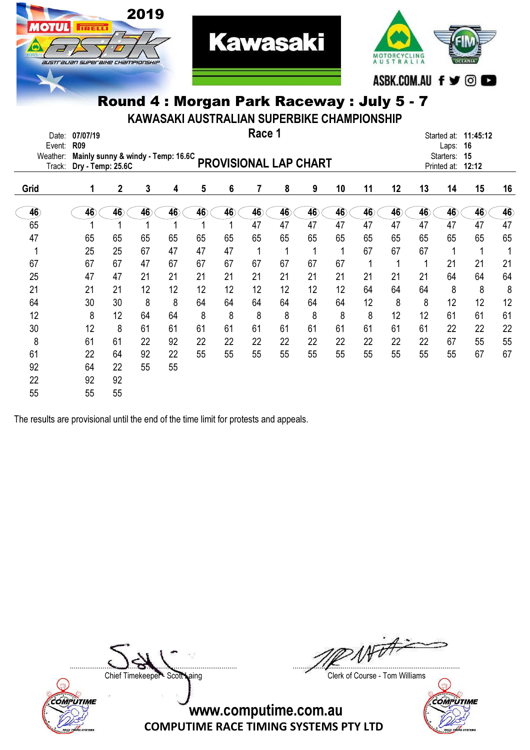2019

# Round 4 : Morgan Park Raceway : July 5 - 7

## KAWASAKI AUSTRALIAN SUPERBIKE CHAMPIONSHIP

Date: 07/07/19
Event: R09
Weather: Mainly sunny & windy - Temp: 16.6C
Track: Dry - Temp: 25.6C

**Race 1**

**PROVISIONAL LAP CHART**

Started at: 11:45:12
Laps: 16
Starters: 15
Printed at: 12:12

| Grid | 1 | 2 | 3 | 4 | 5 | 6 | 7 | 8 | 9 | 10 | 11 | 12 | 13 | 14 | 15 | 16 |
|---|---|---|---|---|---|---|---|---|---|---|---|---|---|---|---|---|
| 46 | 46 | 46 | 46 | 46 | 46 | 46 | 46 | 46 | 46 | 46 | 46 | 46 | 46 | 46 | 46 | 46 |
| 65 | 1 | 1 | 1 | 1 | 1 | 1 | 47 | 47 | 47 | 47 | 47 | 47 | 47 | 47 | 47 | 47 |
| 47 | 65 | 65 | 65 | 65 | 65 | 65 | 65 | 65 | 65 | 65 | 65 | 65 | 65 | 65 | 65 | 65 |
| 1 | 25 | 25 | 67 | 47 | 47 | 47 | 1 | 1 | 1 | 1 | 67 | 67 | 67 | 1 | 1 | 1 |
| 67 | 67 | 67 | 47 | 67 | 67 | 67 | 67 | 67 | 67 | 67 | 1 | 1 | 1 | 21 | 21 | 21 |
| 25 | 47 | 47 | 21 | 21 | 21 | 21 | 21 | 21 | 21 | 21 | 21 | 21 | 21 | 64 | 64 | 64 |
| 21 | 21 | 21 | 12 | 12 | 12 | 12 | 12 | 12 | 12 | 12 | 64 | 64 | 64 | 8 | 8 | 8 |
| 64 | 30 | 30 | 8 | 8 | 64 | 64 | 64 | 64 | 64 | 64 | 12 | 8 | 8 | 12 | 12 | 12 |
| 12 | 8 | 12 | 64 | 64 | 8 | 8 | 8 | 8 | 8 | 8 | 8 | 12 | 12 | 61 | 61 | 61 |
| 30 | 12 | 8 | 61 | 61 | 61 | 61 | 61 | 61 | 61 | 61 | 61 | 61 | 61 | 22 | 22 | 22 |
| 8 | 61 | 61 | 22 | 92 | 22 | 22 | 22 | 22 | 22 | 22 | 22 | 22 | 22 | 67 | 55 | 55 |
| 61 | 22 | 64 | 92 | 22 | 55 | 55 | 55 | 55 | 55 | 55 | 55 | 55 | 55 | 55 | 67 | 67 |
| 92 | 64 | 22 | 55 | 55 | | | | | | | | | | | | |
| 22 | 92 | 92 | | | | | | | | | | | | | | |
| 55 | 55 | 55 | | | | | | | | | | | | | | |

The results are provisional until the end of the time limit for protests and appeals.

Chief Timekeeper - Scott Laing

Clerk of Course - Tom Williams

www.computime.com.au
COMPUTIME RACE TIMING SYSTEMS PTY LTD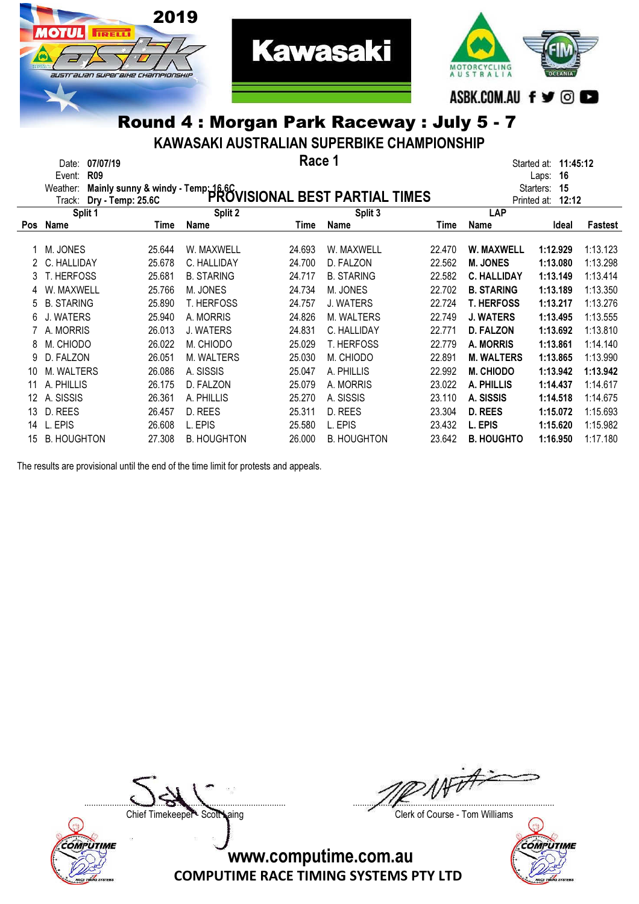## Round 4 : Morgan Park Raceway : July 5 - 7

### KAWASAKI AUSTRALIAN SUPERBIKE CHAMPIONSHIP

### Race 1

### PROVISIONAL BEST PARTIAL TIMES

Date: **07/07/19**
Event: **R09**
Weather: **Mainly sunny & windy - Temp: 16.6C**
Track: **Dry - Temp: 25.6C**

Started at: **11:45:12**
Laps: **16**
Starters: **15**
Printed at: **12:12**

| | Split 1 | | Split 2 | | Split 3 | | LAP | | |
|---|---|---|---|---|---|---|---|---|---|
| Pos | Name | Time | Name | Time | Name | Time | Name | Ideal | Fastest |
| 1 | M. JONES | 25.644 | W. MAXWELL | 24.693 | W. MAXWELL | 22.470 | **W. MAXWELL** | **1:12.929** | 1:13.123 |
| 2 | C. HALLIDAY | 25.678 | C. HALLIDAY | 24.700 | D. FALZON | 22.562 | **M. JONES** | **1:13.080** | 1:13.298 |
| 3 | T. HERFOSS | 25.681 | B. STARING | 24.717 | B. STARING | 22.582 | **C. HALLIDAY** | **1:13.149** | 1:13.414 |
| 4 | W. MAXWELL | 25.766 | M. JONES | 24.734 | M. JONES | 22.702 | **B. STARING** | **1:13.189** | 1:13.350 |
| 5 | B. STARING | 25.890 | T. HERFOSS | 24.757 | J. WATERS | 22.724 | **T. HERFOSS** | **1:13.217** | 1:13.276 |
| 6 | J. WATERS | 25.940 | A. MORRIS | 24.826 | M. WALTERS | 22.749 | **J. WATERS** | **1:13.495** | 1:13.555 |
| 7 | A. MORRIS | 26.013 | J. WATERS | 24.831 | C. HALLIDAY | 22.771 | **D. FALZON** | **1:13.692** | 1:13.810 |
| 8 | M. CHIODO | 26.022 | M. CHIODO | 25.029 | T. HERFOSS | 22.779 | **A. MORRIS** | **1:13.861** | 1:14.140 |
| 9 | D. FALZON | 26.051 | M. WALTERS | 25.030 | M. CHIODO | 22.891 | **M. WALTERS** | **1:13.865** | 1:13.990 |
| 10 | M. WALTERS | 26.086 | A. SISSIS | 25.047 | A. PHILLIS | 22.992 | **M. CHIODO** | **1:13.942** | **1:13.942** |
| 11 | A. PHILLIS | 26.175 | D. FALZON | 25.079 | A. MORRIS | 23.022 | **A. PHILLIS** | **1:14.437** | 1:14.617 |
| 12 | A. SISSIS | 26.361 | A. PHILLIS | 25.270 | A. SISSIS | 23.110 | **A. SISSIS** | **1:14.518** | 1:14.675 |
| 13 | D. REES | 26.457 | D. REES | 25.311 | D. REES | 23.304 | **D. REES** | **1:15.072** | 1:15.693 |
| 14 | L. EPIS | 26.608 | L. EPIS | 25.580 | L. EPIS | 23.432 | **L. EPIS** | **1:15.620** | 1:15.982 |
| 15 | B. HOUGHTON | 27.308 | B. HOUGHTON | 26.000 | B. HOUGHTON | 23.642 | **B. HOUGHTO** | **1:16.950** | 1:17.180 |

The results are provisional until the end of the time limit for protests and appeals.

Chief Timekeeper - Scott Laing

Clerk of Course - Tom Williams

www.computime.com.au
COMPUTIME RACE TIMING SYSTEMS PTY LTD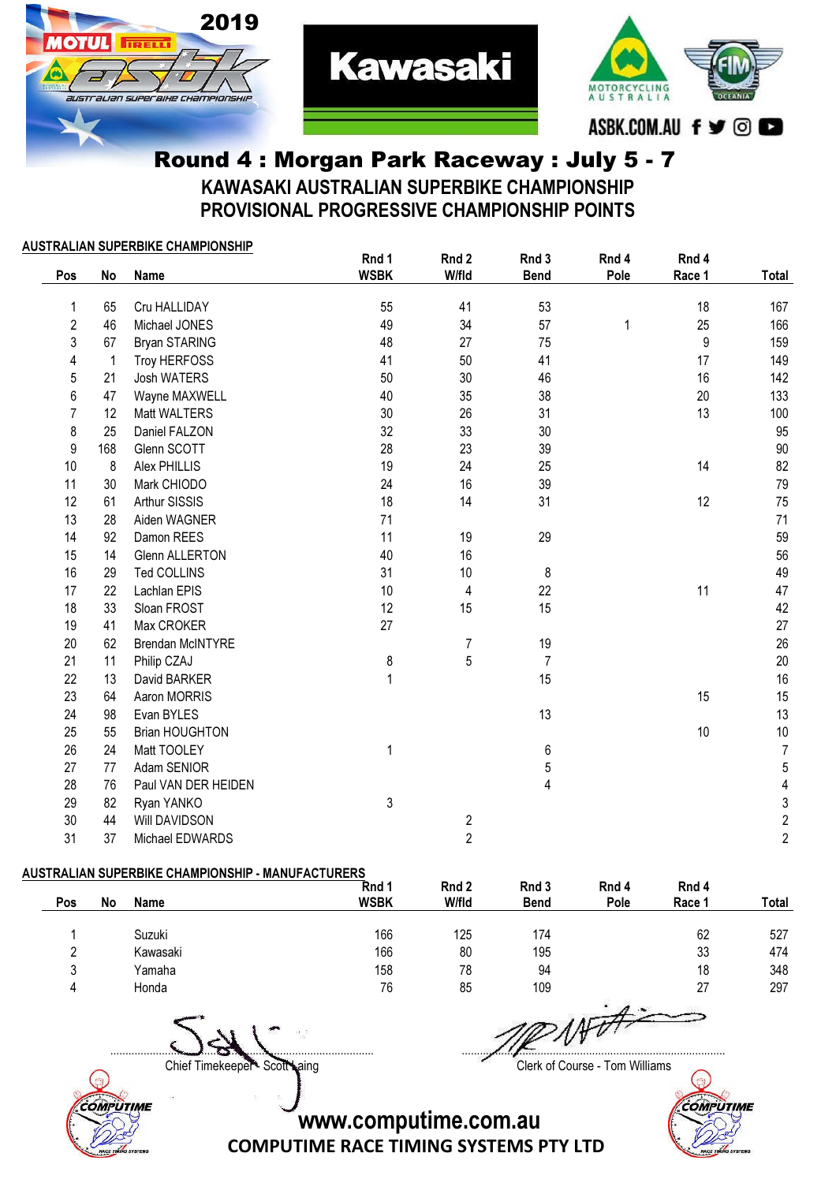# Round 4 : Morgan Park Raceway : July 5 - 7

## KAWASAKI AUSTRALIAN SUPERBIKE CHAMPIONSHIP

## PROVISIONAL PROGRESSIVE CHAMPIONSHIP POINTS

**AUSTRALIAN SUPERBIKE CHAMPIONSHIP**

| Pos | No | Name | Rnd 1 WSBK | Rnd 2 W/fld | Rnd 3 Bend | Rnd 4 Pole | Rnd 4 Race 1 | Total |
|---|---|---|---|---|---|---|---|---|
| 1 | 65 | Cru HALLIDAY | 55 | 41 | 53 | | 18 | 167 |
| 2 | 46 | Michael JONES | 49 | 34 | 57 | 1 | 25 | 166 |
| 3 | 67 | Bryan STARING | 48 | 27 | 75 | | 9 | 159 |
| 4 | 1 | Troy HERFOSS | 41 | 50 | 41 | | 17 | 149 |
| 5 | 21 | Josh WATERS | 50 | 30 | 46 | | 16 | 142 |
| 6 | 47 | Wayne MAXWELL | 40 | 35 | 38 | | 20 | 133 |
| 7 | 12 | Matt WALTERS | 30 | 26 | 31 | | 13 | 100 |
| 8 | 25 | Daniel FALZON | 32 | 33 | 30 | | | 95 |
| 9 | 168 | Glenn SCOTT | 28 | 23 | 39 | | | 90 |
| 10 | 8 | Alex PHILLIS | 19 | 24 | 25 | | 14 | 82 |
| 11 | 30 | Mark CHIODO | 24 | 16 | 39 | | | 79 |
| 12 | 61 | Arthur SISSIS | 18 | 14 | 31 | | 12 | 75 |
| 13 | 28 | Aiden WAGNER | 71 | | | | | 71 |
| 14 | 92 | Damon REES | 11 | 19 | 29 | | | 59 |
| 15 | 14 | Glenn ALLERTON | 40 | 16 | | | | 56 |
| 16 | 29 | Ted COLLINS | 31 | 10 | 8 | | | 49 |
| 17 | 22 | Lachlan EPIS | 10 | 4 | 22 | | 11 | 47 |
| 18 | 33 | Sloan FROST | 12 | 15 | 15 | | | 42 |
| 19 | 41 | Max CROKER | 27 | | | | | 27 |
| 20 | 62 | Brendan McINTYRE | | 7 | 19 | | | 26 |
| 21 | 11 | Philip CZAJ | 8 | 5 | 7 | | | 20 |
| 22 | 13 | David BARKER | 1 | | 15 | | | 16 |
| 23 | 64 | Aaron MORRIS | | | | | 15 | 15 |
| 24 | 98 | Evan BYLES | | | 13 | | | 13 |
| 25 | 55 | Brian HOUGHTON | | | | | 10 | 10 |
| 26 | 24 | Matt TOOLEY | 1 | | 6 | | | 7 |
| 27 | 77 | Adam SENIOR | | | 5 | | | 5 |
| 28 | 76 | Paul VAN DER HEIDEN | | | 4 | | | 4 |
| 29 | 82 | Ryan YANKO | 3 | | | | | 3 |
| 30 | 44 | Will DAVIDSON | | 2 | | | | 2 |
| 31 | 37 | Michael EDWARDS | | 2 | | | | 2 |

**AUSTRALIAN SUPERBIKE CHAMPIONSHIP - MANUFACTURERS**

| Pos | No | Name | Rnd 1 WSBK | Rnd 2 W/fld | Rnd 3 Bend | Rnd 4 Pole | Rnd 4 Race 1 | Total |
|---|---|---|---|---|---|---|---|---|
| 1 | | Suzuki | 166 | 125 | 174 | | 62 | 527 |
| 2 | | Kawasaki | 166 | 80 | 195 | | 33 | 474 |
| 3 | | Yamaha | 158 | 78 | 94 | | 18 | 348 |
| 4 | | Honda | 76 | 85 | 109 | | 27 | 297 |

Chief Timekeeper - Scott Laing

Clerk of Course - Tom Williams

www.computime.com.au

COMPUTIME RACE TIMING SYSTEMS PTY LTD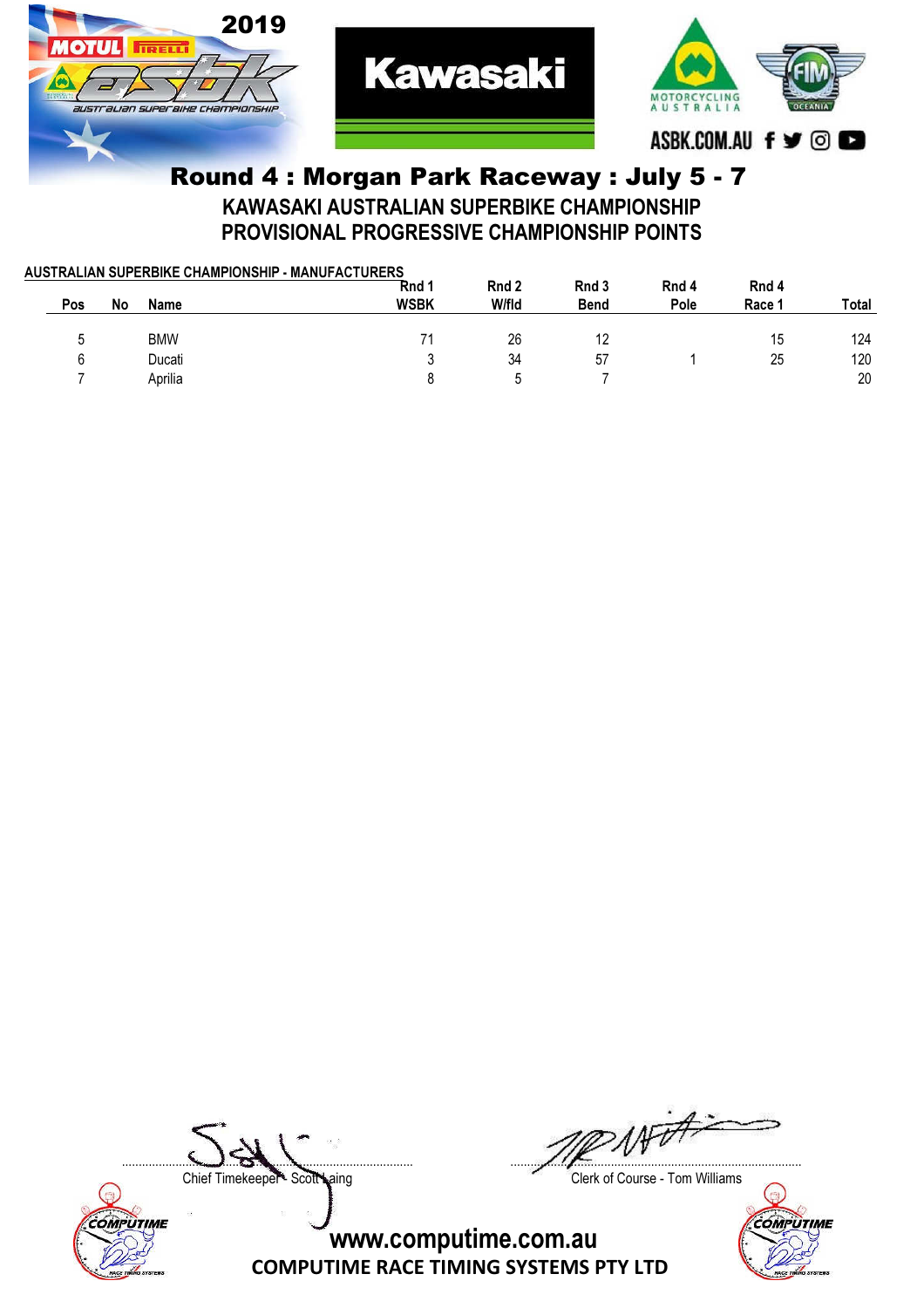## Round 4 : Morgan Park Raceway : July 5 - 7

### KAWASAKI AUSTRALIAN SUPERBIKE CHAMPIONSHIP
### PROVISIONAL PROGRESSIVE CHAMPIONSHIP POINTS

**AUSTRALIAN SUPERBIKE CHAMPIONSHIP - MANUFACTURERS**

| Pos | No | Name | Rnd 1 WSBK | Rnd 2 W/fld | Rnd 3 Bend | Rnd 4 Pole | Rnd 4 Race 1 | Total |
|---|---|---|---|---|---|---|---|---|
| 5 | | BMW | 71 | 26 | 12 | | 15 | 124 |
| 6 | | Ducati | 3 | 34 | 57 | 1 | 25 | 120 |
| 7 | | Aprilia | 8 | 5 | 7 | | | 20 |

Chief Timekeeper - Scott Laing

Clerk of Course - Tom Williams

www.computime.com.au
COMPUTIME RACE TIMING SYSTEMS PTY LTD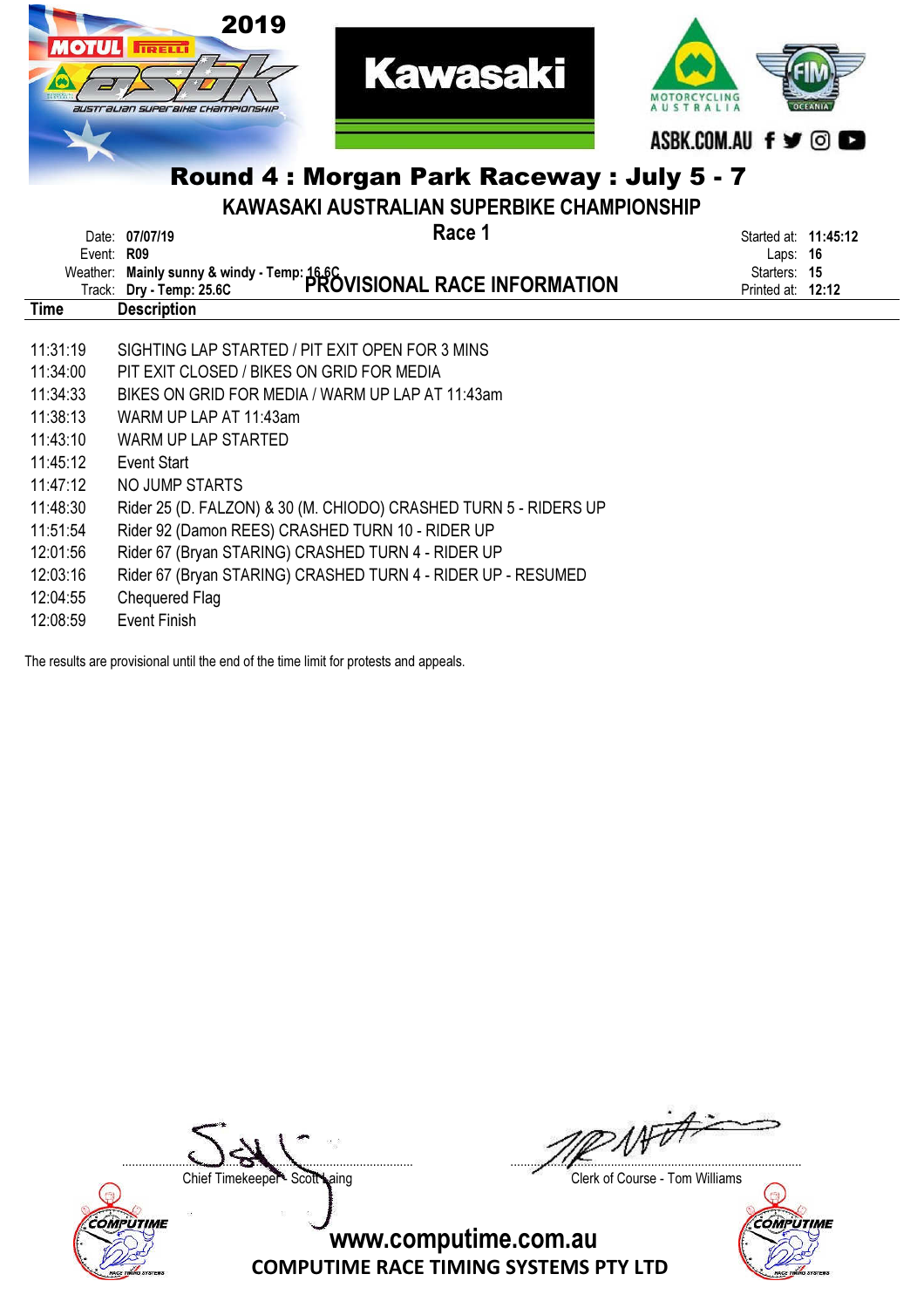2019

ASBK.COM.AU

# Round 4 : Morgan Park Raceway : July 5 - 7

## KAWASAKI AUSTRALIAN SUPERBIKE CHAMPIONSHIP

## Race 1

## PROVISIONAL RACE INFORMATION

Date: **07/07/19**
Event: **R09**
Weather: **Mainly sunny & windy - Temp: 16.6C**
Track: **Dry - Temp: 25.6C**

Started at: **11:45:12**
Laps: **16**
Starters: **15**
Printed at: **12:12**

| Time | Description |
| --- | --- |
| 11:31:19 | SIGHTING LAP STARTED / PIT EXIT OPEN FOR 3 MINS |
| 11:34:00 | PIT EXIT CLOSED / BIKES ON GRID FOR MEDIA |
| 11:34:33 | BIKES ON GRID FOR MEDIA / WARM UP LAP AT 11:43am |
| 11:38:13 | WARM UP LAP AT 11:43am |
| 11:43:10 | WARM UP LAP STARTED |
| 11:45:12 | Event Start |
| 11:47:12 | NO JUMP STARTS |
| 11:48:30 | Rider 25 (D. FALZON) & 30 (M. CHIODO) CRASHED TURN 5 - RIDERS UP |
| 11:51:54 | Rider 92 (Damon REES) CRASHED TURN 10 - RIDER UP |
| 12:01:56 | Rider 67 (Bryan STARING) CRASHED TURN 4 - RIDER UP |
| 12:03:16 | Rider 67 (Bryan STARING) CRASHED TURN 4 - RIDER UP - RESUMED |
| 12:04:55 | Chequered Flag |
| 12:08:59 | Event Finish |

The results are provisional until the end of the time limit for protests and appeals.

Chief Timekeeper - Scott Laing

Clerk of Course - Tom Williams

www.computime.com.au
COMPUTIME RACE TIMING SYSTEMS PTY LTD